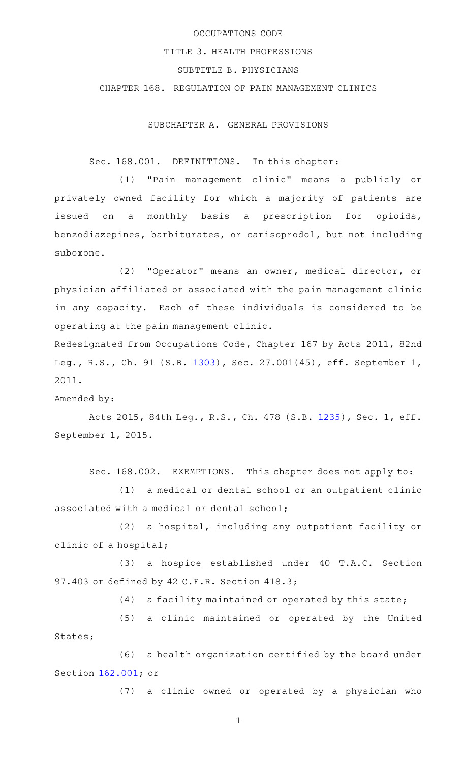OCCUPATIONS CODE

TITLE 3. HEALTH PROFESSIONS

SUBTITLE B. PHYSICIANS

CHAPTER 168. REGULATION OF PAIN MANAGEMENT CLINICS

SUBCHAPTER A. GENERAL PROVISIONS

Sec. 168.001. DEFINITIONS. In this chapter:

(1) "Pain management clinic" means a publicly or privately owned facility for which a majority of patients are issued on a monthly basis a prescription for opioids, benzodiazepines, barbiturates, or carisoprodol, but not including suboxone.

(2) "Operator" means an owner, medical director, or physician affiliated or associated with the pain management clinic in any capacity. Each of these individuals is considered to be operating at the pain management clinic.

Redesignated from Occupations Code, Chapter 167 by Acts 2011, 82nd Leg., R.S., Ch. 91 (S.B. 1303), Sec. 27.001(45), eff. September 1, 2011.

Amended by:

Acts 2015, 84th Leg., R.S., Ch. 478 (S.B. 1235), Sec. 1, eff. September 1, 2015.

Sec. 168.002. EXEMPTIONS. This chapter does not apply to:

(1) a medical or dental school or an outpatient clinic associated with a medical or dental school;

(2) a hospital, including any outpatient facility or clinic of a hospital;

(3) a hospice established under 40 T.A.C. Section 97.403 or defined by 42 C.F.R. Section 418.3;

(4) a facility maintained or operated by this state;

(5) a clinic maintained or operated by the United States;

(6) a health organization certified by the board under Section 162.001; or

(7) a clinic owned or operated by a physician who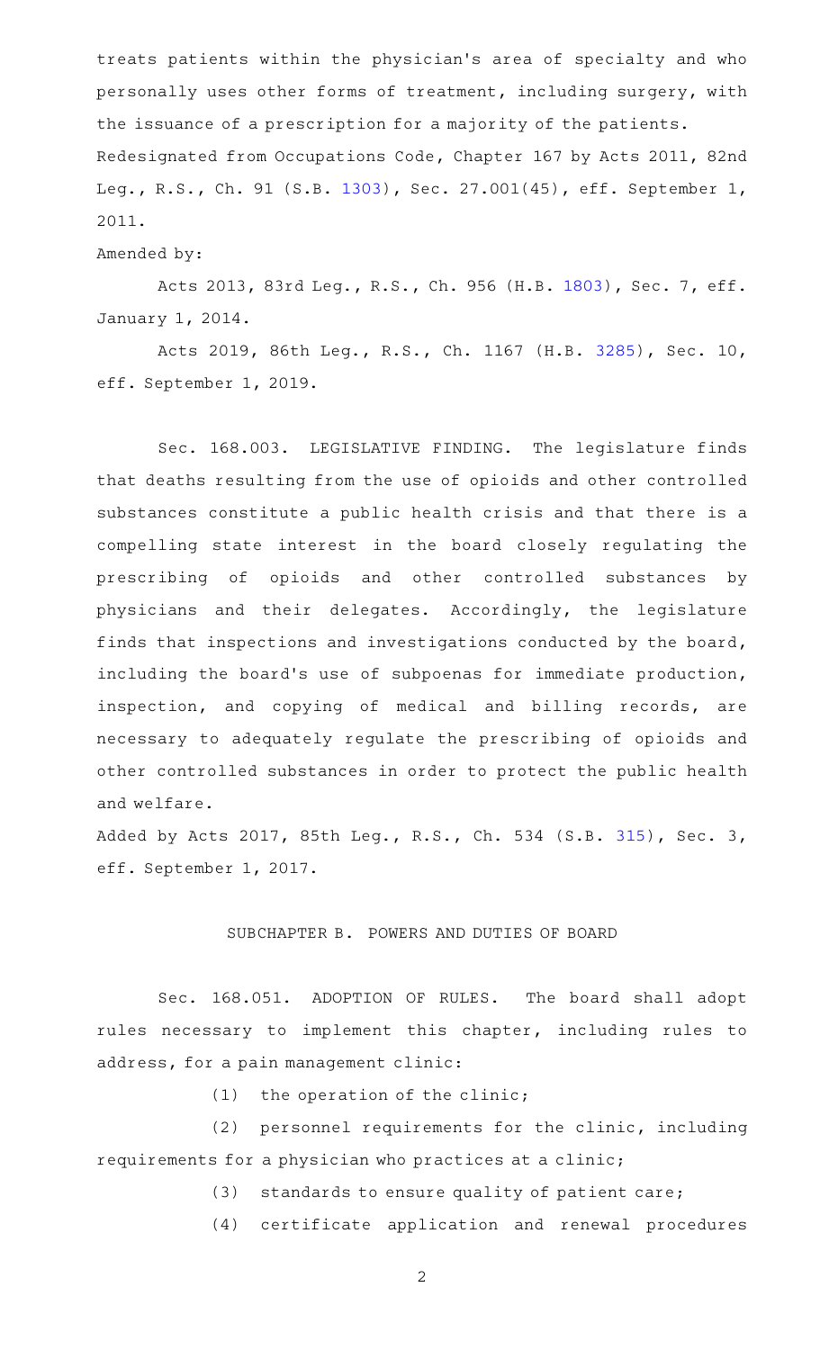treats patients within the physician's area of specialty and who personally uses other forms of treatment, including surgery, with the issuance of a prescription for a majority of the patients.

Redesignated from Occupations Code, Chapter 167 by Acts 2011, 82nd Leg., R.S., Ch. 91 (S.B. 1303), Sec. 27.001(45), eff. September 1, 2011.

Amended by:

Acts 2013, 83rd Leg., R.S., Ch. 956 (H.B. 1803), Sec. 7, eff. January 1, 2014.

Acts 2019, 86th Leg., R.S., Ch. 1167 (H.B. 3285), Sec. 10, eff. September 1, 2019.

Sec. 168.003. LEGISLATIVE FINDING. The legislature finds that deaths resulting from the use of opioids and other controlled substances constitute a public health crisis and that there is a compelling state interest in the board closely regulating the prescribing of opioids and other controlled substances by physicians and their delegates. Accordingly, the legislature finds that inspections and investigations conducted by the board, including the board's use of subpoenas for immediate production, inspection, and copying of medical and billing records, are necessary to adequately regulate the prescribing of opioids and other controlled substances in order to protect the public health and welfare.

Added by Acts 2017, 85th Leg., R.S., Ch. 534 (S.B. 315), Sec. 3, eff. September 1, 2017.

## SUBCHAPTER B. POWERS AND DUTIES OF BOARD

Sec. 168.051. ADOPTION OF RULES. The board shall adopt rules necessary to implement this chapter, including rules to address, for a pain management clinic:

(1) the operation of the clinic;

(2) personnel requirements for the clinic, including requirements for a physician who practices at a clinic;

(3) standards to ensure quality of patient care;

(4) certificate application and renewal procedures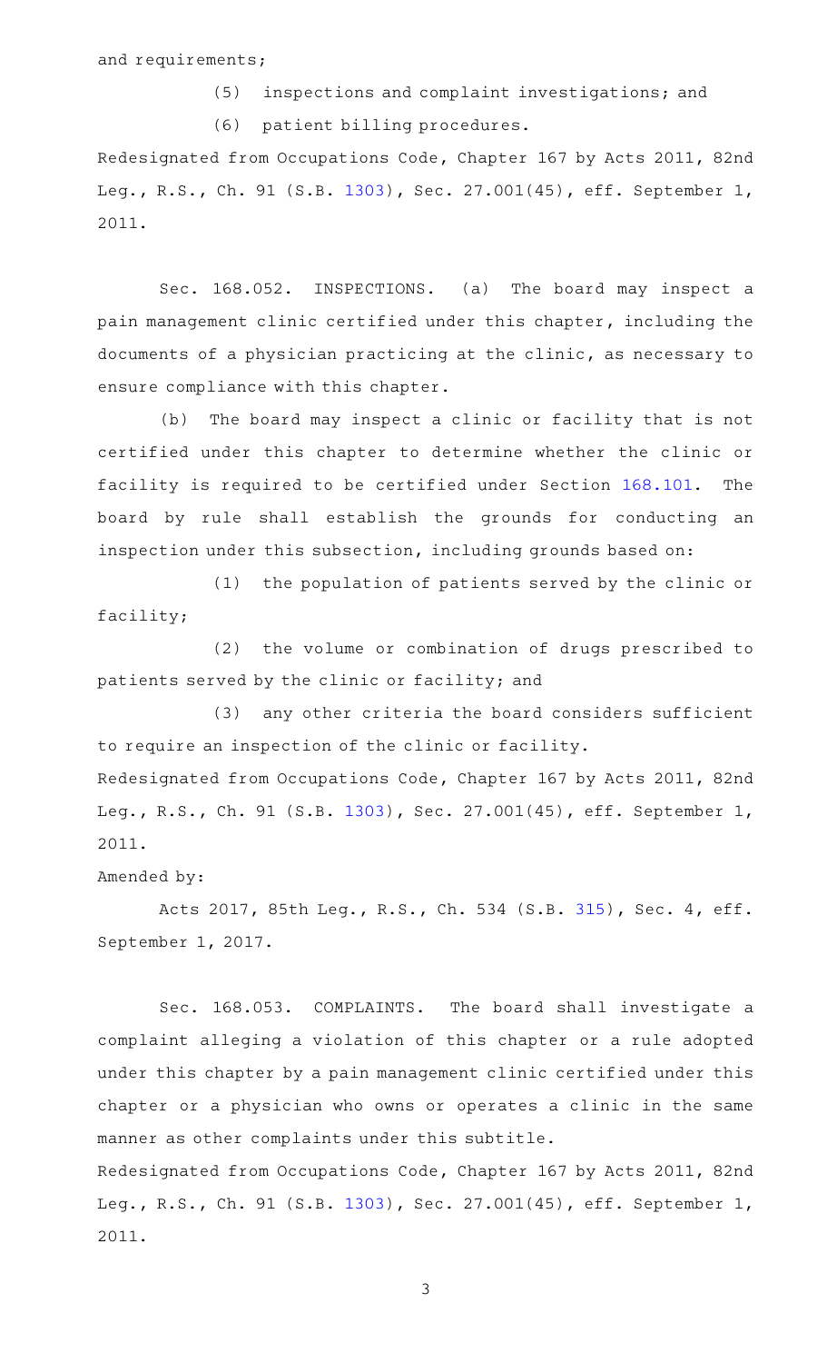and requirements;

(5) inspections and complaint investigations; and

(6) patient billing procedures.

Redesignated from Occupations Code, Chapter 167 by Acts 2011, 82nd Leg., R.S., Ch. 91 (S.B. 1303), Sec. 27.001(45), eff. September 1, 2011.

Sec. 168.052. INSPECTIONS. (a) The board may inspect a pain management clinic certified under this chapter, including the documents of a physician practicing at the clinic, as necessary to ensure compliance with this chapter.

(b) The board may inspect a clinic or facility that is not certified under this chapter to determine whether the clinic or facility is required to be certified under Section 168.101. The board by rule shall establish the grounds for conducting an inspection under this subsection, including grounds based on:

(1) the population of patients served by the clinic or facility;

(2) the volume or combination of drugs prescribed to patients served by the clinic or facility; and

(3) any other criteria the board considers sufficient to require an inspection of the clinic or facility.

Redesignated from Occupations Code, Chapter 167 by Acts 2011, 82nd Leg., R.S., Ch. 91 (S.B. 1303), Sec. 27.001(45), eff. September 1, 2011.

Amended by:

Acts 2017, 85th Leg., R.S., Ch. 534 (S.B. 315), Sec. 4, eff. September 1, 2017.

Sec. 168.053. COMPLAINTS. The board shall investigate a complaint alleging a violation of this chapter or a rule adopted under this chapter by a pain management clinic certified under this chapter or a physician who owns or operates a clinic in the same manner as other complaints under this subtitle.

Redesignated from Occupations Code, Chapter 167 by Acts 2011, 82nd Leg., R.S., Ch. 91 (S.B. 1303), Sec. 27.001(45), eff. September 1, 2011.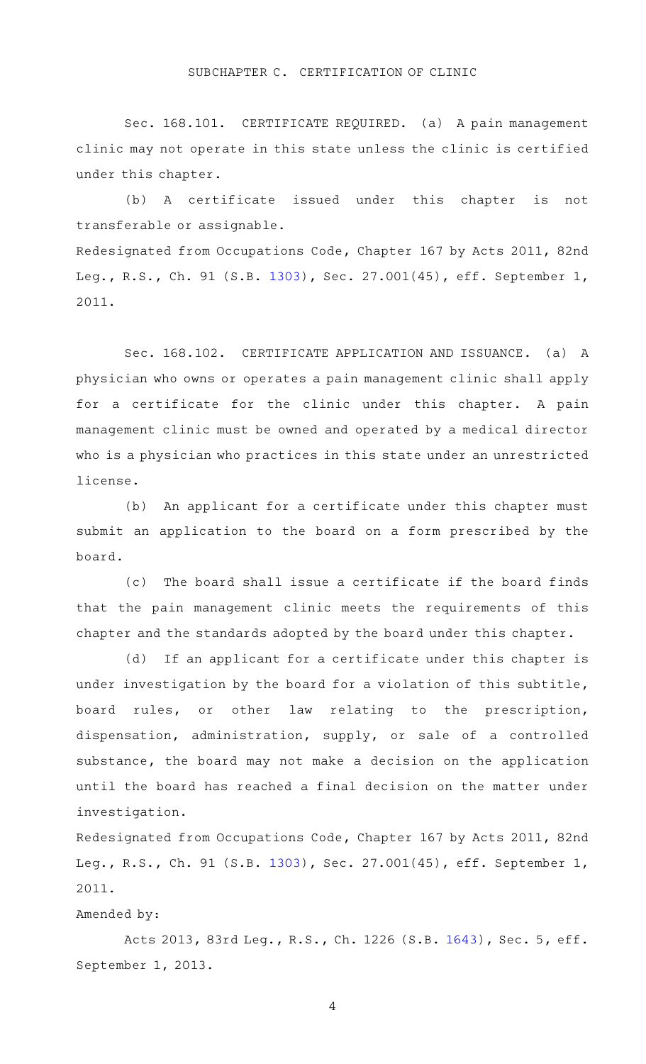## SUBCHAPTER C. CERTIFICATION OF CLINIC

Sec. 168.101. CERTIFICATE REQUIRED. (a) A pain management clinic may not operate in this state unless the clinic is certified under this chapter.

(b) A certificate issued under this chapter is not transferable or assignable.

Redesignated from Occupations Code, Chapter 167 by Acts 2011, 82nd Leg., R.S., Ch. 91 (S.B. 1303), Sec. 27.001(45), eff. September 1, 2011.

Sec. 168.102. CERTIFICATE APPLICATION AND ISSUANCE. (a) A physician who owns or operates a pain management clinic shall apply for a certificate for the clinic under this chapter. A pain management clinic must be owned and operated by a medical director who is a physician who practices in this state under an unrestricted license.

(b) An applicant for a certificate under this chapter must submit an application to the board on a form prescribed by the board.

(c) The board shall issue a certificate if the board finds that the pain management clinic meets the requirements of this chapter and the standards adopted by the board under this chapter.

(d) If an applicant for a certificate under this chapter is under investigation by the board for a violation of this subtitle, board rules, or other law relating to the prescription, dispensation, administration, supply, or sale of a controlled substance, the board may not make a decision on the application until the board has reached a final decision on the matter under investigation.

Redesignated from Occupations Code, Chapter 167 by Acts 2011, 82nd Leg., R.S., Ch. 91 (S.B. 1303), Sec. 27.001(45), eff. September 1, 2011.

Amended by:

Acts 2013, 83rd Leg., R.S., Ch. 1226 (S.B. 1643), Sec. 5, eff. September 1, 2013.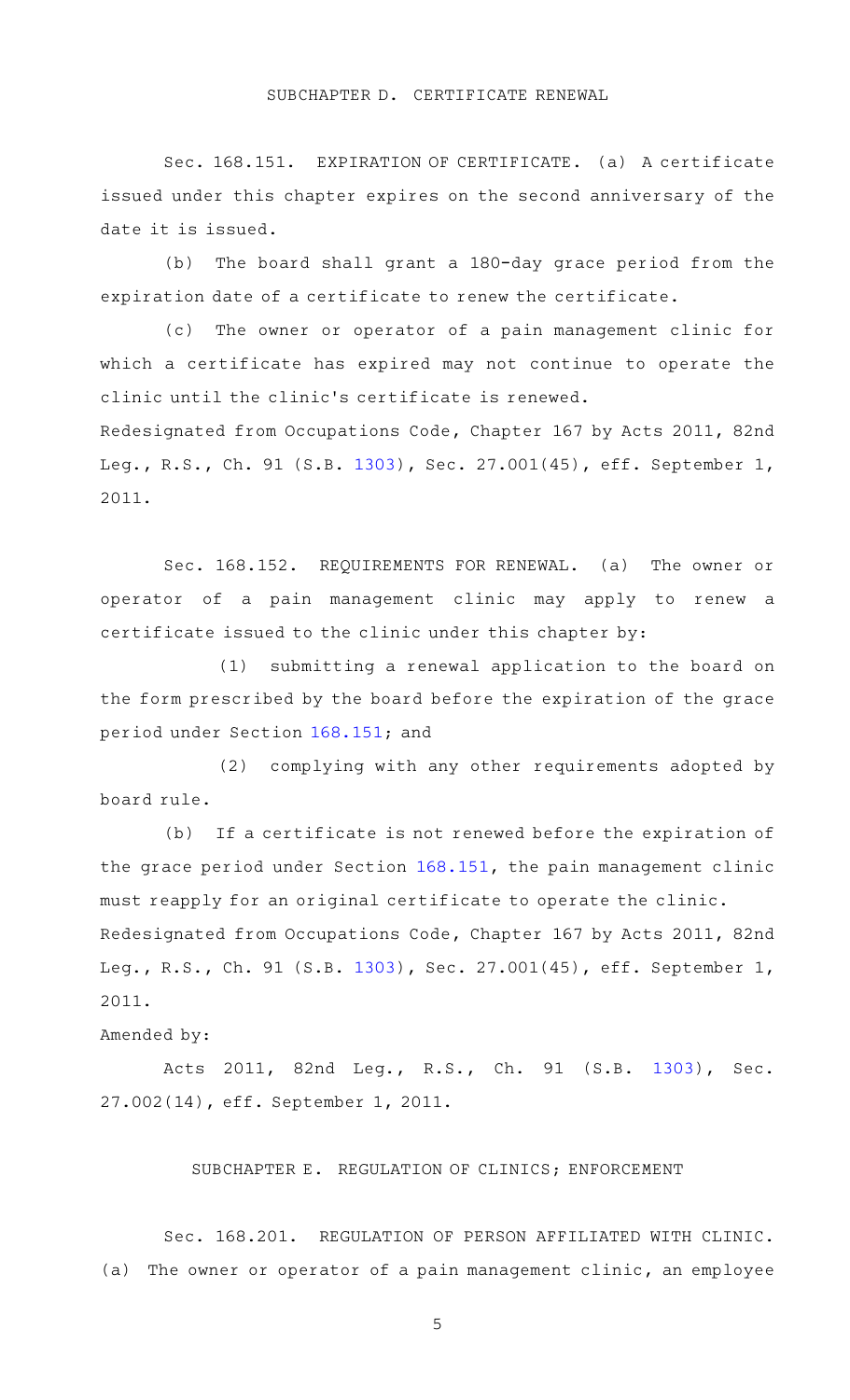## SUBCHAPTER D. CERTIFICATE RENEWAL

Sec. 168.151. EXPIRATION OF CERTIFICATE. (a) A certificate issued under this chapter expires on the second anniversary of the date it is issued.

(b) The board shall grant a 180-day grace period from the expiration date of a certificate to renew the certificate.

(c) The owner or operator of a pain management clinic for which a certificate has expired may not continue to operate the clinic until the clinic's certificate is renewed.

Redesignated from Occupations Code, Chapter 167 by Acts 2011, 82nd Leg., R.S., Ch. 91 (S.B. 1303), Sec. 27.001(45), eff. September 1, 2011.

Sec. 168.152. REQUIREMENTS FOR RENEWAL. (a) The owner or operator of a pain management clinic may apply to renew a certificate issued to the clinic under this chapter by:

(1) submitting a renewal application to the board on the form prescribed by the board before the expiration of the grace period under Section 168.151; and

(2) complying with any other requirements adopted by board rule.

(b) If a certificate is not renewed before the expiration of the grace period under Section 168.151, the pain management clinic must reapply for an original certificate to operate the clinic.

Redesignated from Occupations Code, Chapter 167 by Acts 2011, 82nd Leg., R.S., Ch. 91 (S.B. 1303), Sec. 27.001(45), eff. September 1, 2011.

Amended by:

Acts 2011, 82nd Leg., R.S., Ch. 91 (S.B. 1303), Sec. 27.002(14), eff. September 1, 2011.

## SUBCHAPTER E. REGULATION OF CLINICS; ENFORCEMENT

Sec. 168.201. REGULATION OF PERSON AFFILIATED WITH CLINIC. (a) The owner or operator of a pain management clinic, an employee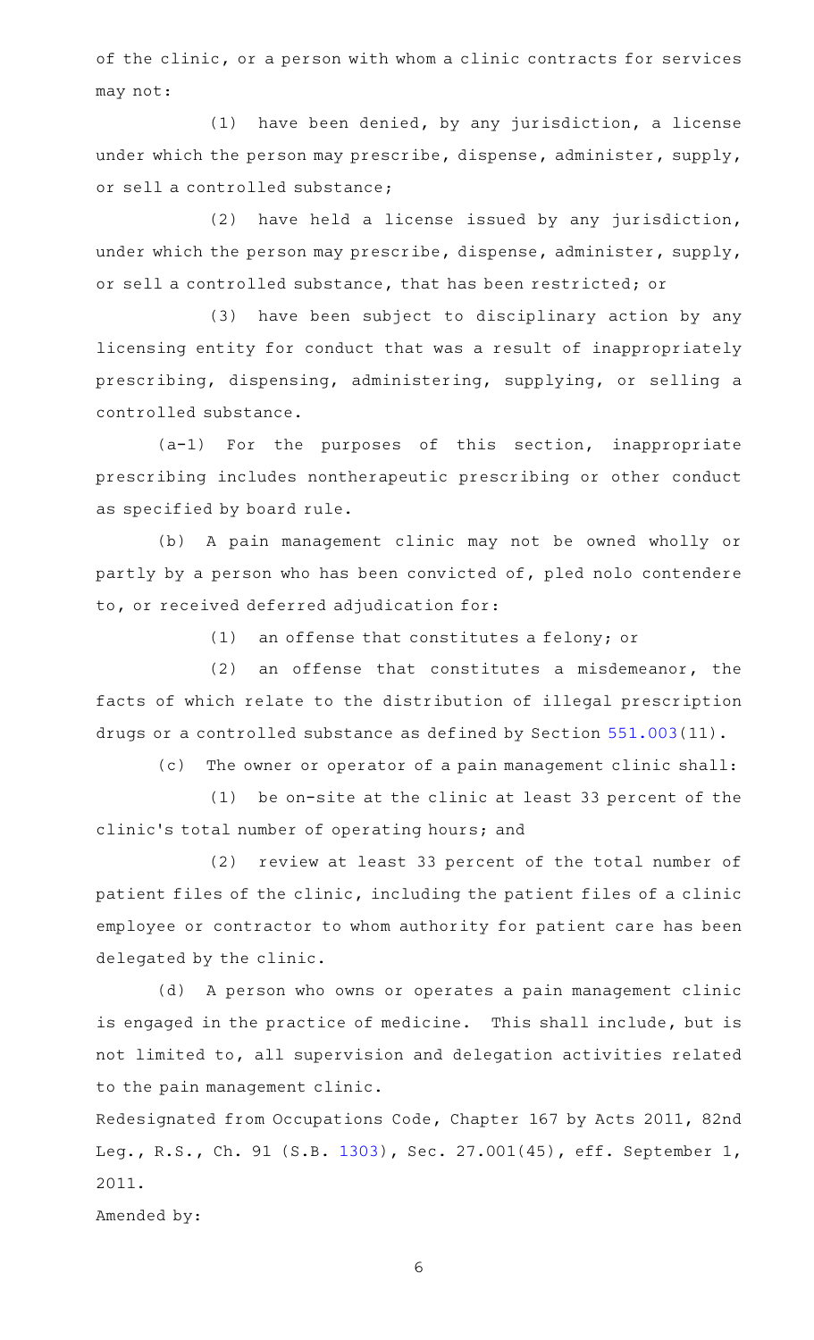of the clinic, or a person with whom a clinic contracts for services may not:

(1) have been denied, by any jurisdiction, a license under which the person may prescribe, dispense, administer, supply, or sell a controlled substance;

(2) have held a license issued by any jurisdiction, under which the person may prescribe, dispense, administer, supply, or sell a controlled substance, that has been restricted; or

(3) have been subject to disciplinary action by any licensing entity for conduct that was a result of inappropriately prescribing, dispensing, administering, supplying, or selling a controlled substance.

(a-1) For the purposes of this section, inappropriate prescribing includes nontherapeutic prescribing or other conduct as specified by board rule.

(b) A pain management clinic may not be owned wholly or partly by a person who has been convicted of, pled nolo contendere to, or received deferred adjudication for:

(1) an offense that constitutes a felony; or

(2) an offense that constitutes a misdemeanor, the facts of which relate to the distribution of illegal prescription drugs or a controlled substance as defined by Section 551.003(11).

(c) The owner or operator of a pain management clinic shall:

(1) be on-site at the clinic at least 33 percent of the clinic's total number of operating hours; and

(2) review at least 33 percent of the total number of patient files of the clinic, including the patient files of a clinic employee or contractor to whom authority for patient care has been delegated by the clinic.

(d) A person who owns or operates a pain management clinic is engaged in the practice of medicine. This shall include, but is not limited to, all supervision and delegation activities related to the pain management clinic.

Redesignated from Occupations Code, Chapter 167 by Acts 2011, 82nd Leg., R.S., Ch. 91 (S.B. 1303), Sec. 27.001(45), eff. September 1, 2011.

Amended by: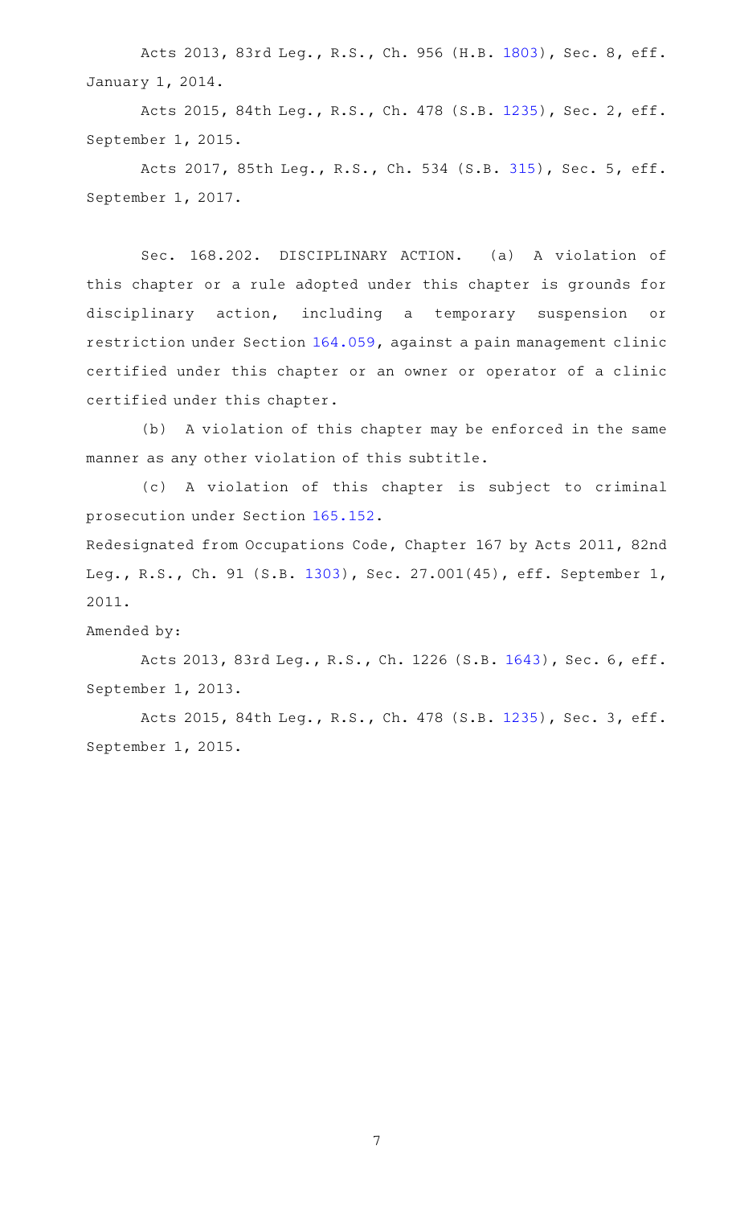Acts 2013, 83rd Leg., R.S., Ch. 956 (H.B. 1803), Sec. 8, eff. January 1, 2014.

Acts 2015, 84th Leg., R.S., Ch. 478 (S.B. 1235), Sec. 2, eff. September 1, 2015.

Acts 2017, 85th Leg., R.S., Ch. 534 (S.B. 315), Sec. 5, eff. September 1, 2017.

Sec. 168.202. DISCIPLINARY ACTION. (a) A violation of this chapter or a rule adopted under this chapter is grounds for disciplinary action, including a temporary suspension or restriction under Section 164.059, against a pain management clinic certified under this chapter or an owner or operator of a clinic certified under this chapter.

(b) A violation of this chapter may be enforced in the same manner as any other violation of this subtitle.

(c) A violation of this chapter is subject to criminal prosecution under Section 165.152.

Redesignated from Occupations Code, Chapter 167 by Acts 2011, 82nd Leg., R.S., Ch. 91 (S.B. 1303), Sec. 27.001(45), eff. September 1, 2011.

Amended by:

Acts 2013, 83rd Leg., R.S., Ch. 1226 (S.B. 1643), Sec. 6, eff. September 1, 2013.

Acts 2015, 84th Leg., R.S., Ch. 478 (S.B. 1235), Sec. 3, eff. September 1, 2015.